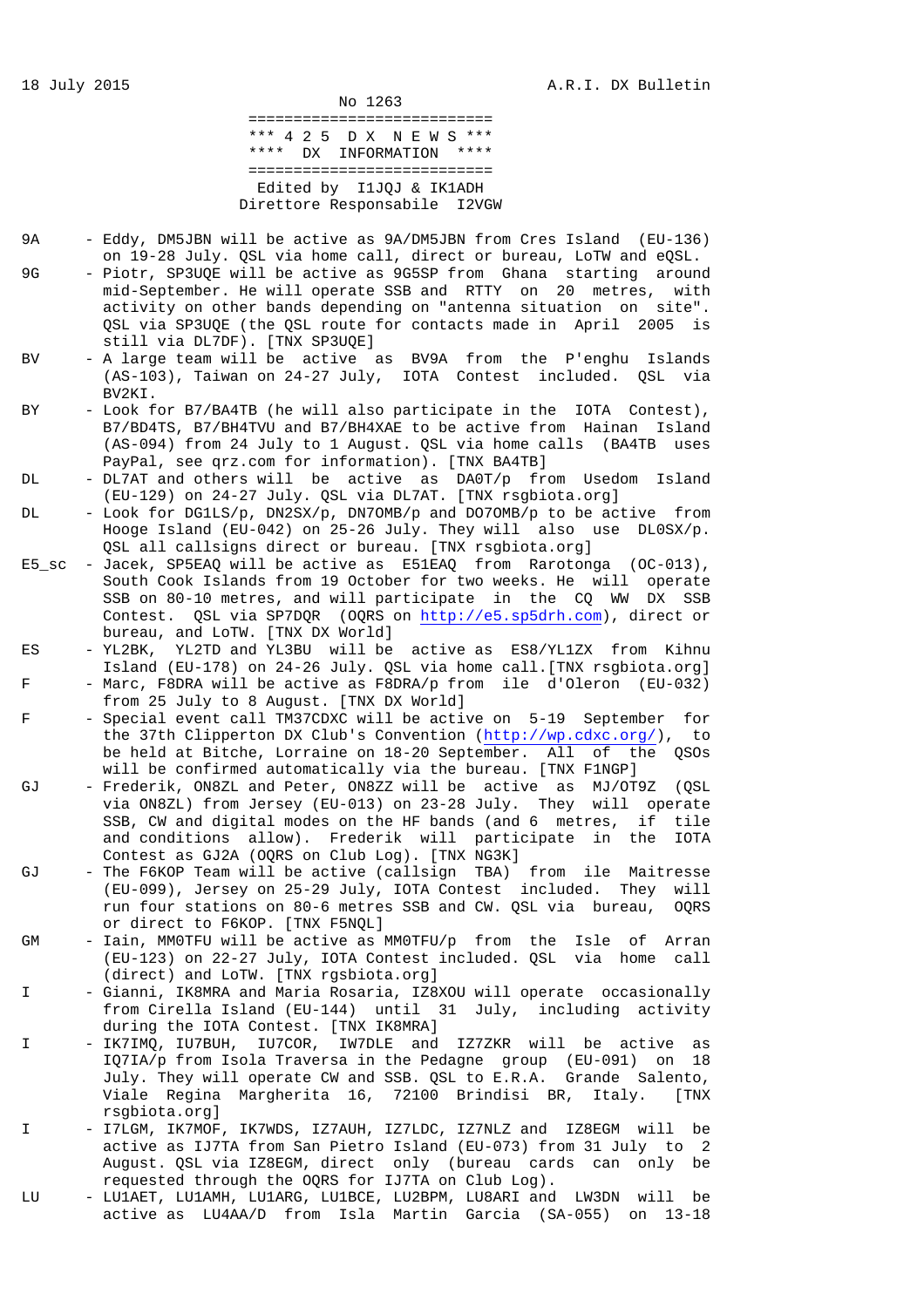18 July 2015 A.R.I. DX Bulletin

No 1263

```
===========================
*** 4 2 5  D X  N E W S ***
****  DX  INFORMATION  ****
===========================
 Edited by  I1JQJ & IK1ADH
Direttore Responsabile  I2VGW
```

9A - Eddy, DM5JBN will be active as 9A/DM5JBN from Cres Island (EU-136) on 19-28 July. QSL via home call, direct or bureau, LoTW and eQSL.

9G - Piotr, SP3UQE will be active as 9G5SP from Ghana starting around mid-September. He will operate SSB and RTTY on 20 metres, with activity on other bands depending on "antenna situation on site". QSL via SP3UQE (the QSL route for contacts made in April 2005 is still via DL7DF). [TNX SP3UQE]

BV - A large team will be active as BV9A from the P'enghu Islands (AS-103), Taiwan on 24-27 July, IOTA Contest included. QSL via BV2KI.

BY - Look for B7/BA4TB (he will also participate in the IOTA Contest), B7/BD4TS, B7/BH4TVU and B7/BH4XAE to be active from Hainan Island (AS-094) from 24 July to 1 August. QSL via home calls (BA4TB uses PayPal, see qrz.com for information). [TNX BA4TB]

DL - DL7AT and others will be active as DA0T/p from Usedom Island (EU-129) on 24-27 July. QSL via DL7AT. [TNX rsgbiota.org]

DL - Look for DG1LS/p, DN2SX/p, DN7OMB/p and DO7OMB/p to be active from Hooge Island (EU-042) on 25-26 July. They will also use DL0SX/p. QSL all callsigns direct or bureau. [TNX rsgbiota.org]

E5_sc - Jacek, SP5EAQ will be active as E51EAQ from Rarotonga (OC-013), South Cook Islands from 19 October for two weeks. He will operate SSB on 80-10 metres, and will participate in the CQ WW DX SSB Contest. QSL via SP7DQR (OQRS on http://e5.sp5drh.com), direct or bureau, and LoTW. [TNX DX World]

ES - YL2BK, YL2TD and YL3BU will be active as ES8/YL1ZX from Kihnu Island (EU-178) on 24-26 July. QSL via home call.[TNX rsgbiota.org]

F - Marc, F8DRA will be active as F8DRA/p from ile d'Oleron (EU-032) from 25 July to 8 August. [TNX DX World]

F - Special event call TM37CDXC will be active on 5-19 September for the 37th Clipperton DX Club's Convention (http://wp.cdxc.org/), to be held at Bitche, Lorraine on 18-20 September. All of the QSOs will be confirmed automatically via the bureau. [TNX F1NGP]

GJ - Frederik, ON8ZL and Peter, ON8ZZ will be active as MJ/OT9Z (QSL via ON8ZL) from Jersey (EU-013) on 23-28 July. They will operate SSB, CW and digital modes on the HF bands (and 6 metres, if tile and conditions allow). Frederik will participate in the IOTA Contest as GJ2A (OQRS on Club Log). [TNX NG3K]

GJ - The F6KOP Team will be active (callsign TBA) from ile Maitresse (EU-099), Jersey on 25-29 July, IOTA Contest included. They will run four stations on 80-6 metres SSB and CW. QSL via bureau, OQRS or direct to F6KOP. [TNX F5NQL]

GM - Iain, MM0TFU will be active as MM0TFU/p from the Isle of Arran (EU-123) on 22-27 July, IOTA Contest included. QSL via home call (direct) and LoTW. [TNX rgsbiota.org]

I - Gianni, IK8MRA and Maria Rosaria, IZ8XOU will operate occasionally from Cirella Island (EU-144) until 31 July, including activity during the IOTA Contest. [TNX IK8MRA]

I - IK7IMQ, IU7BUH, IU7COR, IW7DLE and IZ7ZKR will be active as IQ7IA/p from Isola Traversa in the Pedagne group (EU-091) on 18 July. They will operate CW and SSB. QSL to E.R.A. Grande Salento, Viale Regina Margherita 16, 72100 Brindisi BR, Italy. [TNX rsgbiota.org]

I - I7LGM, IK7MOF, IK7WDS, IZ7AUH, IZ7LDC, IZ7NLZ and IZ8EGM will be active as IJ7TA from San Pietro Island (EU-073) from 31 July to 2 August. QSL via IZ8EGM, direct only (bureau cards can only be requested through the OQRS for IJ7TA on Club Log).

LU - LU1AET, LU1AMH, LU1ARG, LU1BCE, LU2BPM, LU8ARI and LW3DN will be active as LU4AA/D from Isla Martin Garcia (SA-055) on 13-18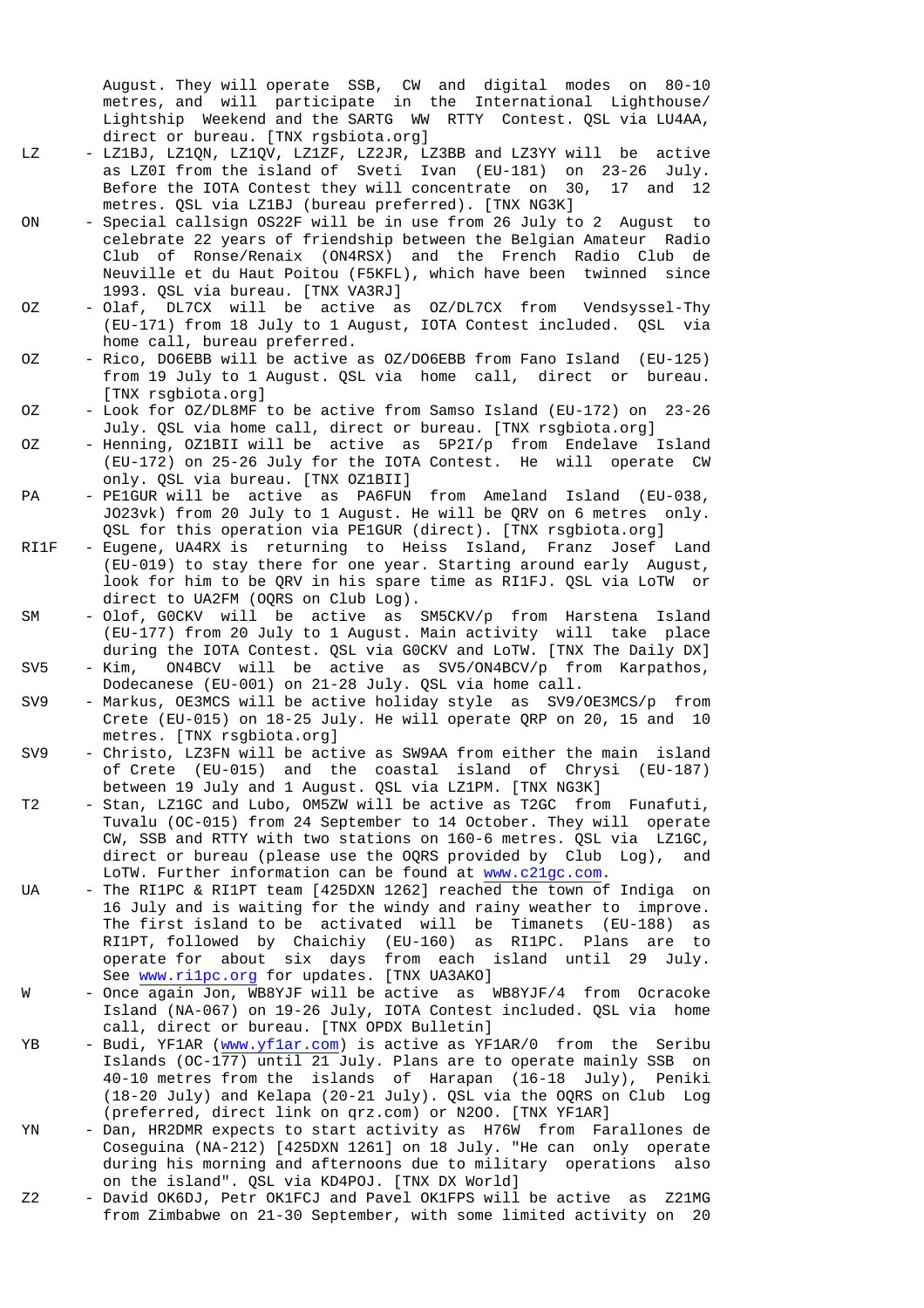August. They will operate SSB, CW and digital modes on 80-10 metres, and will participate in the International Lighthouse/ Lightship Weekend and the SARTG WW RTTY Contest. QSL via LU4AA, direct or bureau. [TNX rgsbiota.org]

LZ - LZ1BJ, LZ1QN, LZ1QV, LZ1ZF, LZ2JR, LZ3BB and LZ3YY will be active as LZ0I from the island of Sveti Ivan (EU-181) on 23-26 July. Before the IOTA Contest they will concentrate on 30, 17 and 12 metres. QSL via LZ1BJ (bureau preferred). [TNX NG3K]

ON - Special callsign OS22F will be in use from 26 July to 2 August to celebrate 22 years of friendship between the Belgian Amateur Radio Club of Ronse/Renaix (ON4RSX) and the French Radio Club de Neuville et du Haut Poitou (F5KFL), which have been twinned since 1993. QSL via bureau. [TNX VA3RJ]

OZ - Olaf, DL7CX will be active as OZ/DL7CX from Vendsyssel-Thy (EU-171) from 18 July to 1 August, IOTA Contest included. QSL via home call, bureau preferred.

OZ - Rico, DO6EBB will be active as OZ/DO6EBB from Fano Island (EU-125) from 19 July to 1 August. QSL via home call, direct or bureau. [TNX rsgbiota.org]

OZ - Look for OZ/DL8MF to be active from Samso Island (EU-172) on 23-26 July. QSL via home call, direct or bureau. [TNX rsgbiota.org]

OZ - Henning, OZ1BII will be active as 5P2I/p from Endelave Island (EU-172) on 25-26 July for the IOTA Contest. He will operate CW only. QSL via bureau. [TNX OZ1BII]

PA - PE1GUR will be active as PA6FUN from Ameland Island (EU-038, JO23vk) from 20 July to 1 August. He will be QRV on 6 metres only. QSL for this operation via PE1GUR (direct). [TNX rsgbiota.org]

RI1F - Eugene, UA4RX is returning to Heiss Island, Franz Josef Land (EU-019) to stay there for one year. Starting around early August, look for him to be QRV in his spare time as RI1FJ. QSL via LoTW or direct to UA2FM (OQRS on Club Log).

SM - Olof, G0CKV will be active as SM5CKV/p from Harstena Island (EU-177) from 20 July to 1 August. Main activity will take place during the IOTA Contest. QSL via G0CKV and LoTW. [TNX The Daily DX]

SV5 - Kim, ON4BCV will be active as SV5/ON4BCV/p from Karpathos, Dodecanese (EU-001) on 21-28 July. QSL via home call.

SV9 - Markus, OE3MCS will be active holiday style as SV9/OE3MCS/p from Crete (EU-015) on 18-25 July. He will operate QRP on 20, 15 and 10 metres. [TNX rsgbiota.org]

SV9 - Christo, LZ3FN will be active as SW9AA from either the main island of Crete (EU-015) and the coastal island of Chrysi (EU-187) between 19 July and 1 August. QSL via LZ1PM. [TNX NG3K]

T2 - Stan, LZ1GC and Lubo, OM5ZW will be active as T2GC from Funafuti, Tuvalu (OC-015) from 24 September to 14 October. They will operate CW, SSB and RTTY with two stations on 160-6 metres. QSL via LZ1GC, direct or bureau (please use the OQRS provided by Club Log), and LoTW. Further information can be found at www.c21gc.com.

UA - The RI1PC & RI1PT team [425DXN 1262] reached the town of Indiga on 16 July and is waiting for the windy and rainy weather to improve. The first island to be activated will be Timanets (EU-188) as RI1PT, followed by Chaichiy (EU-160) as RI1PC. Plans are to operate for about six days from each island until 29 July. See www.ri1pc.org for updates. [TNX UA3AKO]

W - Once again Jon, WB8YJF will be active as WB8YJF/4 from Ocracoke Island (NA-067) on 19-26 July, IOTA Contest included. QSL via home call, direct or bureau. [TNX OPDX Bulletin]

YB - Budi, YF1AR (www.yf1ar.com) is active as YF1AR/0 from the Seribu Islands (OC-177) until 21 July. Plans are to operate mainly SSB on 40-10 metres from the islands of Harapan (16-18 July), Peniki (18-20 July) and Kelapa (20-21 July). QSL via the OQRS on Club Log (preferred, direct link on qrz.com) or N2OO. [TNX YF1AR]

YN - Dan, HR2DMR expects to start activity as H76W from Farallones de Coseguina (NA-212) [425DXN 1261] on 18 July. "He can only operate during his morning and afternoons due to military operations also on the island". QSL via KD4POJ. [TNX DX World]

Z2 - David OK6DJ, Petr OK1FCJ and Pavel OK1FPS will be active as Z21MG from Zimbabwe on 21-30 September, with some limited activity on 20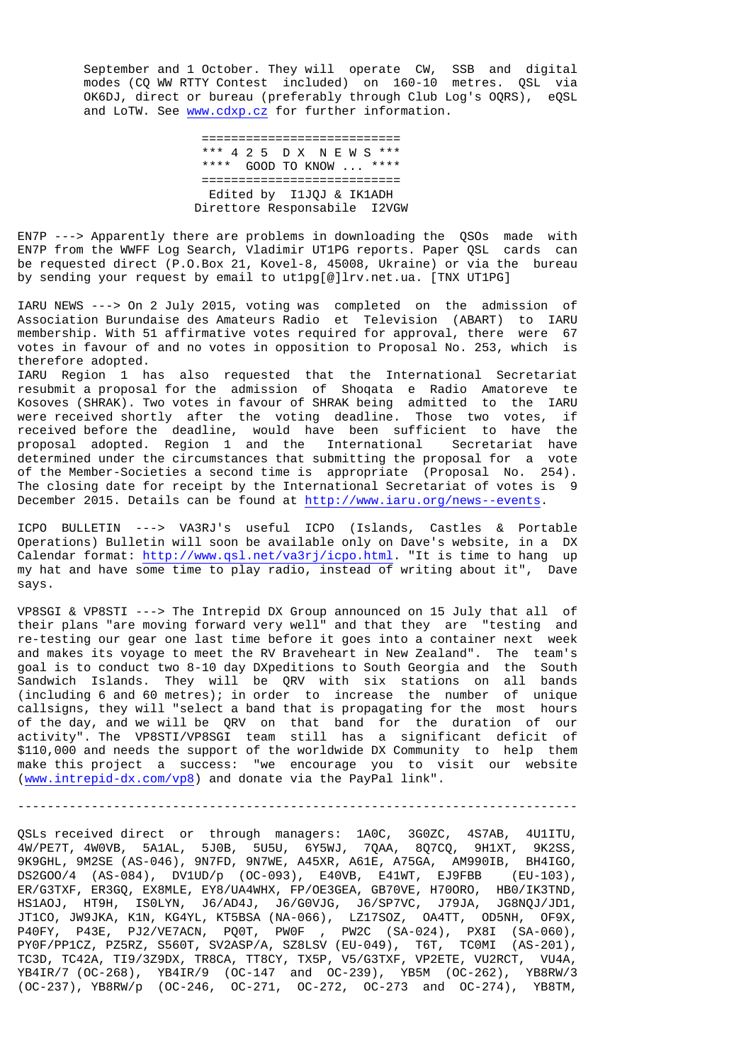September and 1 October. They will operate CW, SSB and digital modes (CQ WW RTTY Contest included) on 160-10 metres. QSL via OK6DJ, direct or bureau (preferably through Club Log's OQRS), eQSL and LoTW. See www.cdxp.cz for further information.

==========================

\*\*\* 4 2 5 D X N E W S \*\*\*

\*\*\*\* GOOD TO KNOW ... \*\*\*\*

==========================

Edited by I1JQJ & IK1ADH
Direttore Responsabile I2VGW

EN7P ---> Apparently there are problems in downloading the QSOs made with EN7P from the WWFF Log Search, Vladimir UT1PG reports. Paper QSL cards can be requested direct (P.O.Box 21, Kovel-8, 45008, Ukraine) or via the bureau by sending your request by email to ut1pg[@]lrv.net.ua. [TNX UT1PG]

IARU NEWS ---> On 2 July 2015, voting was completed on the admission of Association Burundaise des Amateurs Radio et Television (ABART) to IARU membership. With 51 affirmative votes required for approval, there were 67 votes in favour of and no votes in opposition to Proposal No. 253, which is therefore adopted.
IARU Region 1 has also requested that the International Secretariat resubmit a proposal for the admission of Shoqata e Radio Amatoreve te Kosoves (SHRAK). Two votes in favour of SHRAK being admitted to the IARU were received shortly after the voting deadline. Those two votes, if received before the deadline, would have been sufficient to have the proposal adopted. Region 1 and the International Secretariat have determined under the circumstances that submitting the proposal for a vote of the Member-Societies a second time is appropriate (Proposal No. 254). The closing date for receipt by the International Secretariat of votes is 9 December 2015. Details can be found at http://www.iaru.org/news--events.

ICPO BULLETIN ---> VA3RJ's useful ICPO (Islands, Castles & Portable Operations) Bulletin will soon be available only on Dave's website, in a DX Calendar format: http://www.qsl.net/va3rj/icpo.html. "It is time to hang up my hat and have some time to play radio, instead of writing about it", Dave says.

VP8SGI & VP8STI ---> The Intrepid DX Group announced on 15 July that all of their plans "are moving forward very well" and that they are "testing and re-testing our gear one last time before it goes into a container next week and makes its voyage to meet the RV Braveheart in New Zealand". The team's goal is to conduct two 8-10 day DXpeditions to South Georgia and the South Sandwich Islands. They will be QRV with six stations on all bands (including 6 and 60 metres); in order to increase the number of unique callsigns, they will "select a band that is propagating for the most hours of the day, and we will be QRV on that band for the duration of our activity". The VP8STI/VP8SGI team still has a significant deficit of $110,000 and needs the support of the worldwide DX Community to help them make this project a success: "we encourage you to visit our website (www.intrepid-dx.com/vp8) and donate via the PayPal link".

---

QSLs received direct or through managers: 1A0C, 3G0ZC, 4S7AB, 4U1ITU, 4W/PE7T, 4W0VB, 5A1AL, 5J0B, 5U5U, 6Y5WJ, 7QAA, 8Q7CQ, 9H1XT, 9K2SS, 9K9GHL, 9M2SE (AS-046), 9N7FD, 9N7WE, A45XR, A61E, A75GA, AM990IB, BH4IGO, DS2GOO/4 (AS-084), DV1UD/p (OC-093), E40VB, E41WT, EJ9FBB (EU-103), ER/G3TXF, ER3GQ, EX8MLE, EY8/UA4WHX, FP/OE3GEA, GB70VE, H70ORO, HB0/IK3TND, HS1AOJ, HT9H, IS0LYN, J6/AD4J, J6/G0VJG, J6/SP7VC, J79JA, JG8NQJ/JD1, JT1CO, JW9JKA, K1N, KG4YL, KT5BSA (NA-066), LZ17SOZ, OA4TT, OD5NH, OF9X, P40FY, P43E, PJ2/VE7ACN, PQ0T, PW0F , PW2C (SA-024), PX8I (SA-060), PY0F/PP1CZ, PZ5RZ, S560T, SV2ASP/A, SZ8LSV (EU-049), T6T, TC0MI (AS-201), TC3D, TC42A, TI9/3Z9DX, TR8CA, TT8CY, TX5P, V5/G3TXF, VP2ETE, VU2RCT, VU4A, YB4IR/7 (OC-268), YB4IR/9 (OC-147 and OC-239), YB5M (OC-262), YB8RW/3 (OC-237), YB8RW/p (OC-246, OC-271, OC-272, OC-273 and OC-274), YB8TM,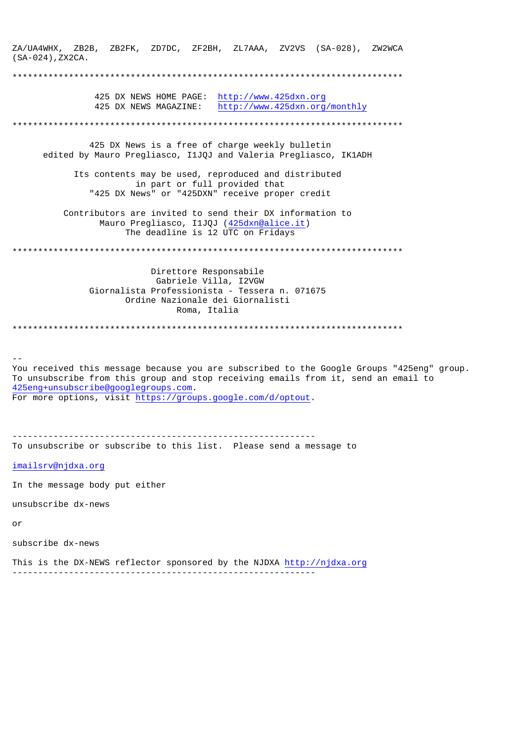ZA/UA4WHX, ZB2B, ZB2FK, ZD7DC, ZF2BH, ZL7AAA, ZV2VS (SA-028), ZW2WCA (SA-024),ZX2CA.

******************************************************************************

425 DX NEWS HOME PAGE: http://www.425dxn.org
425 DX NEWS MAGAZINE: http://www.425dxn.org/monthly

******************************************************************************

425 DX News is a free of charge weekly bulletin
edited by Mauro Pregliasco, I1JQJ and Valeria Pregliasco, IK1ADH

Its contents may be used, reproduced and distributed
in part or full provided that
"425 DX News" or "425DXN" receive proper credit

Contributors are invited to send their DX information to
Mauro Pregliasco, I1JQJ (425dxn@alice.it)
The deadline is 12 UTC on Fridays

******************************************************************************

Direttore Responsabile
Gabriele Villa, I2VGW
Giornalista Professionista - Tessera n. 071675
Ordine Nazionale dei Giornalisti
Roma, Italia

******************************************************************************

--
You received this message because you are subscribed to the Google Groups "425eng" group.
To unsubscribe from this group and stop receiving emails from it, send an email to 425eng+unsubscribe@googlegroups.com.
For more options, visit https://groups.google.com/d/optout.

---

To unsubscribe or subscribe to this list. Please send a message to

imailsrv@njdxa.org

In the message body put either

unsubscribe dx-news

or

subscribe dx-news

This is the DX-NEWS reflector sponsored by the NJDXA http://njdxa.org

---